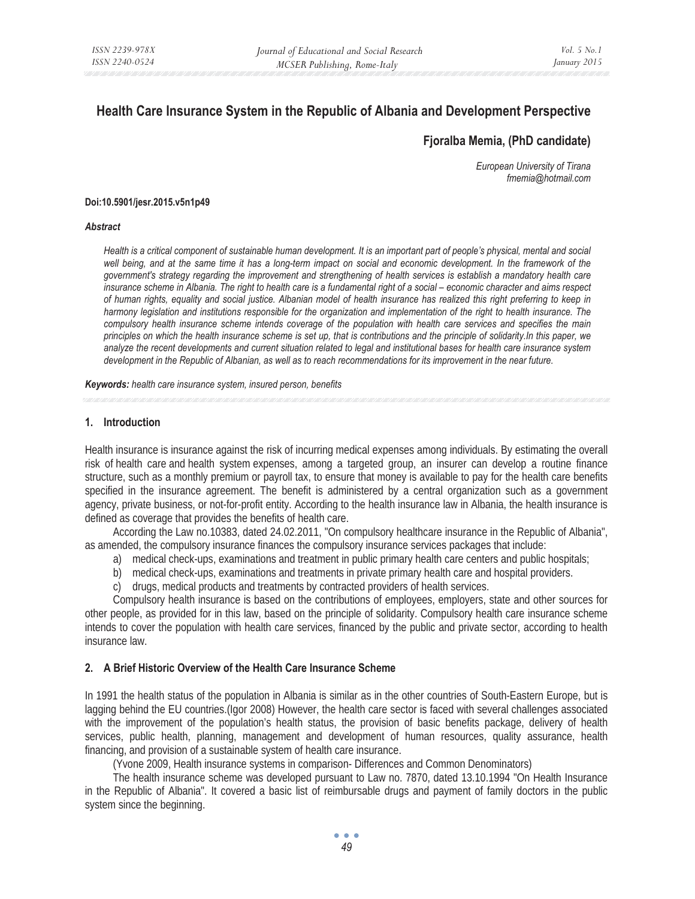# Health Care Insurance System in the Republic of Albania and Development Perspective

**Fjoralba Memia, (PhD candidate)**

*European University of Tirana*
*fmemia@hotmail.com*

**Doi:10.5901/jesr.2015.v5n1p49**

***Abstract***

*Health is a critical component of sustainable human development. It is an important part of people's physical, mental and social well being, and at the same time it has a long-term impact on social and economic development. In the framework of the government's strategy regarding the improvement and strengthening of health services is establish a mandatory health care insurance scheme in Albania. The right to health care is a fundamental right of a social – economic character and aims respect of human rights, equality and social justice. Albanian model of health insurance has realized this right preferring to keep in harmony legislation and institutions responsible for the organization and implementation of the right to health insurance. The compulsory health insurance scheme intends coverage of the population with health care services and specifies the main principles on which the health insurance scheme is set up, that is contributions and the principle of solidarity.In this paper, we analyze the recent developments and current situation related to legal and institutional bases for health care insurance system development in the Republic of Albanian, as well as to reach recommendations for its improvement in the near future.*

***Keywords:*** *health care insurance system, insured person, benefits*

## 1. Introduction

Health insurance is insurance against the risk of incurring medical expenses among individuals. By estimating the overall risk of health care and health system expenses, among a targeted group, an insurer can develop a routine finance structure, such as a monthly premium or payroll tax, to ensure that money is available to pay for the health care benefits specified in the insurance agreement. The benefit is administered by a central organization such as a government agency, private business, or not-for-profit entity. According to the health insurance law in Albania, the health insurance is defined as coverage that provides the benefits of health care.

According the Law no.10383, dated 24.02.2011, "On compulsory healthcare insurance in the Republic of Albania", as amended, the compulsory insurance finances the compulsory insurance services packages that include:

a) medical check-ups, examinations and treatment in public primary health care centers and public hospitals;
b) medical check-ups, examinations and treatments in private primary health care and hospital providers.
c) drugs, medical products and treatments by contracted providers of health services.

Compulsory health insurance is based on the contributions of employees, employers, state and other sources for other people, as provided for in this law, based on the principle of solidarity. Compulsory health care insurance scheme intends to cover the population with health care services, financed by the public and private sector, according to health insurance law.

## 2. A Brief Historic Overview of the Health Care Insurance Scheme

In 1991 the health status of the population in Albania is similar as in the other countries of South-Eastern Europe, but is lagging behind the EU countries.(Igor 2008) However, the health care sector is faced with several challenges associated with the improvement of the population's health status, the provision of basic benefits package, delivery of health services, public health, planning, management and development of human resources, quality assurance, health financing, and provision of a sustainable system of health care insurance.

(Yvone 2009, Health insurance systems in comparison- Differences and Common Denominators)

The health insurance scheme was developed pursuant to Law no. 7870, dated 13.10.1994 "On Health Insurance in the Republic of Albania". It covered a basic list of reimbursable drugs and payment of family doctors in the public system since the beginning.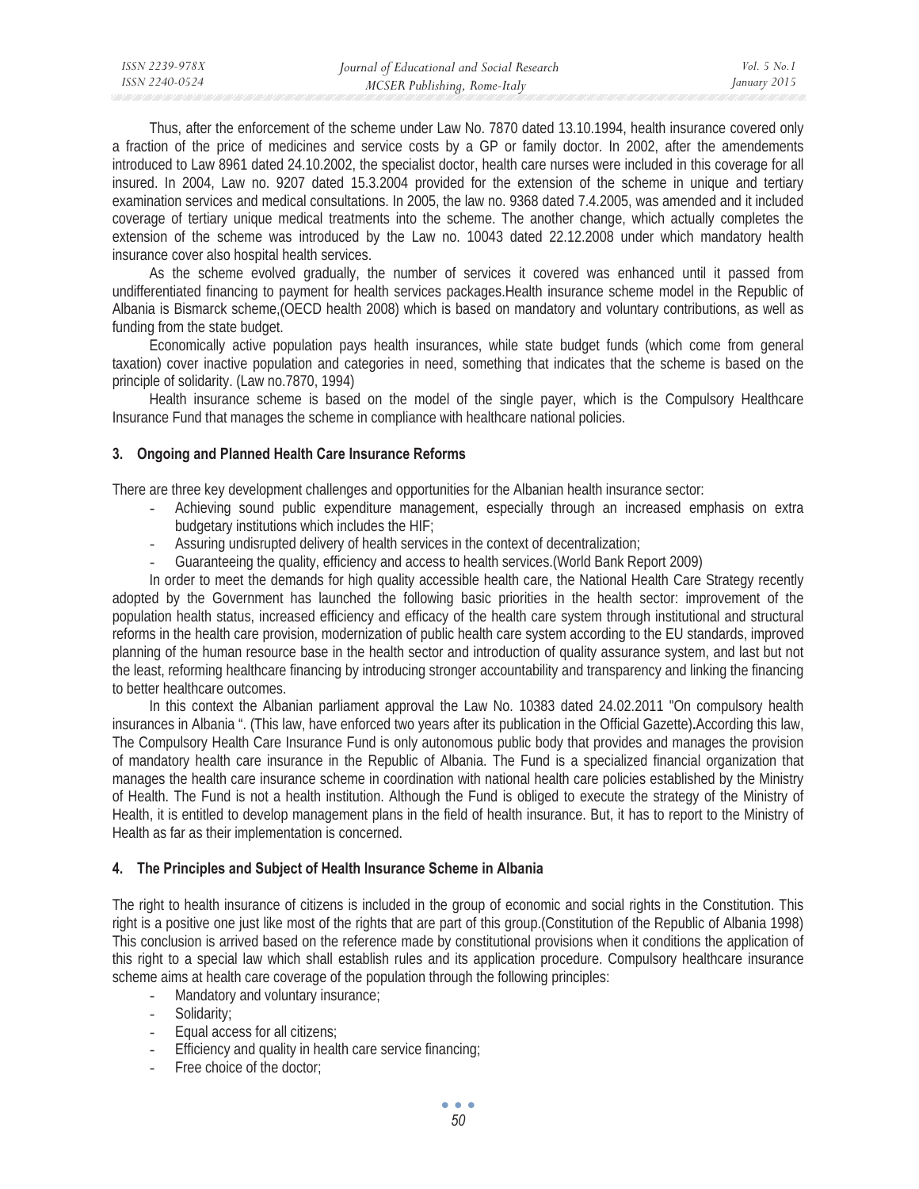Thus, after the enforcement of the scheme under Law No. 7870 dated 13.10.1994, health insurance covered only a fraction of the price of medicines and service costs by a GP or family doctor. In 2002, after the amendements introduced to Law 8961 dated 24.10.2002, the specialist doctor, health care nurses were included in this coverage for all insured. In 2004, Law no. 9207 dated 15.3.2004 provided for the extension of the scheme in unique and tertiary examination services and medical consultations. In 2005, the law no. 9368 dated 7.4.2005, was amended and it included coverage of tertiary unique medical treatments into the scheme. The another change, which actually completes the extension of the scheme was introduced by the Law no. 10043 dated 22.12.2008 under which mandatory health insurance cover also hospital health services.

As the scheme evolved gradually, the number of services it covered was enhanced until it passed from undifferentiated financing to payment for health services packages.Health insurance scheme model in the Republic of Albania is Bismarck scheme,(OECD health 2008) which is based on mandatory and voluntary contributions, as well as funding from the state budget.

Economically active population pays health insurances, while state budget funds (which come from general taxation) cover inactive population and categories in need, something that indicates that the scheme is based on the principle of solidarity. (Law no.7870, 1994)

Health insurance scheme is based on the model of the single payer, which is the Compulsory Healthcare Insurance Fund that manages the scheme in compliance with healthcare national policies.

### 3. Ongoing and Planned Health Care Insurance Reforms

There are three key development challenges and opportunities for the Albanian health insurance sector:

- Achieving sound public expenditure management, especially through an increased emphasis on extra budgetary institutions which includes the HIF;
- Assuring undisrupted delivery of health services in the context of decentralization;
- Guaranteeing the quality, efficiency and access to health services.(World Bank Report 2009)

In order to meet the demands for high quality accessible health care, the National Health Care Strategy recently adopted by the Government has launched the following basic priorities in the health sector: improvement of the population health status, increased efficiency and efficacy of the health care system through institutional and structural reforms in the health care provision, modernization of public health care system according to the EU standards, improved planning of the human resource base in the health sector and introduction of quality assurance system, and last but not the least, reforming healthcare financing by introducing stronger accountability and transparency and linking the financing to better healthcare outcomes.

In this context the Albanian parliament approval the Law No. 10383 dated 24.02.2011 "On compulsory health insurances in Albania ". (This law, have enforced two years after its publication in the Official Gazette)**.**According this law, The Compulsory Health Care Insurance Fund is only autonomous public body that provides and manages the provision of mandatory health care insurance in the Republic of Albania. The Fund is a specialized financial organization that manages the health care insurance scheme in coordination with national health care policies established by the Ministry of Health. The Fund is not a health institution. Although the Fund is obliged to execute the strategy of the Ministry of Health, it is entitled to develop management plans in the field of health insurance. But, it has to report to the Ministry of Health as far as their implementation is concerned.

### 4. The Principles and Subject of Health Insurance Scheme in Albania

The right to health insurance of citizens is included in the group of economic and social rights in the Constitution. This right is a positive one just like most of the rights that are part of this group.(Constitution of the Republic of Albania 1998) This conclusion is arrived based on the reference made by constitutional provisions when it conditions the application of this right to a special law which shall establish rules and its application procedure. Compulsory healthcare insurance scheme aims at health care coverage of the population through the following principles:

- Mandatory and voluntary insurance;
- Solidarity;
- Equal access for all citizens;
- Efficiency and quality in health care service financing;
- Free choice of the doctor;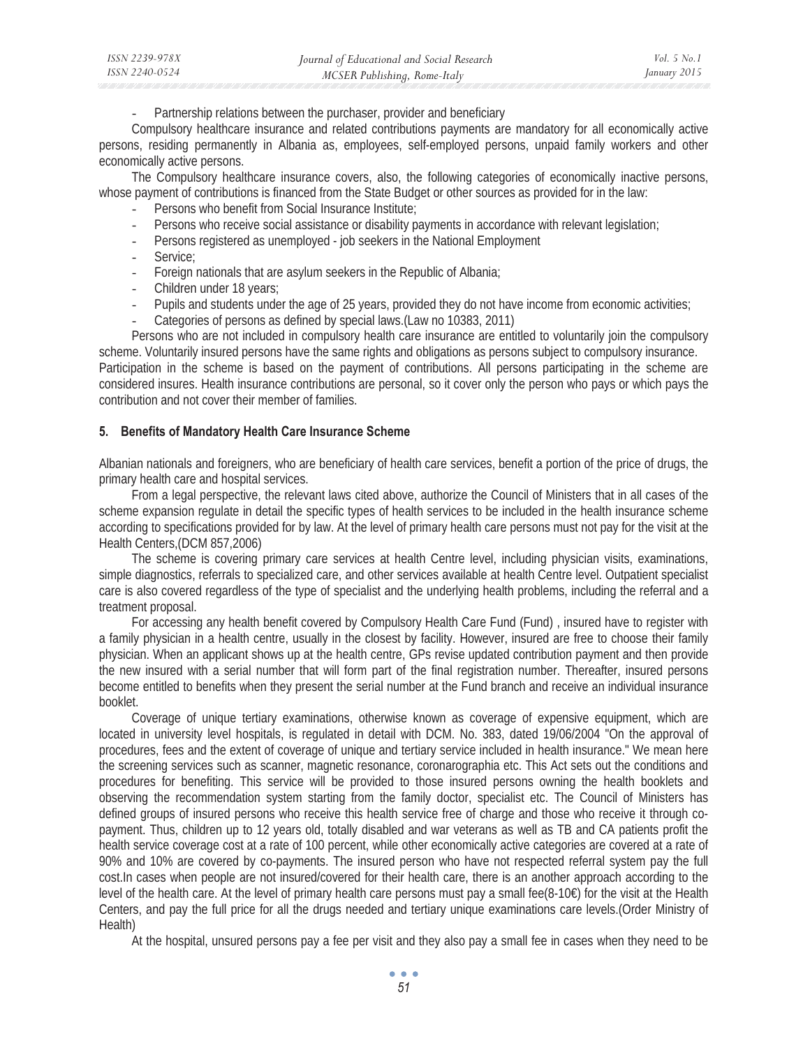- Partnership relations between the purchaser, provider and beneficiary

Compulsory healthcare insurance and related contributions payments are mandatory for all economically active persons, residing permanently in Albania as, employees, self-employed persons, unpaid family workers and other economically active persons.

The Compulsory healthcare insurance covers, also, the following categories of economically inactive persons, whose payment of contributions is financed from the State Budget or other sources as provided for in the law:

- Persons who benefit from Social Insurance Institute;
- Persons who receive social assistance or disability payments in accordance with relevant legislation;
- Persons registered as unemployed - job seekers in the National Employment
- Service;
- Foreign nationals that are asylum seekers in the Republic of Albania;
- Children under 18 years;
- Pupils and students under the age of 25 years, provided they do not have income from economic activities;
- Categories of persons as defined by special laws.(Law no 10383, 2011)

Persons who are not included in compulsory health care insurance are entitled to voluntarily join the compulsory scheme. Voluntarily insured persons have the same rights and obligations as persons subject to compulsory insurance. Participation in the scheme is based on the payment of contributions. All persons participating in the scheme are considered insures. Health insurance contributions are personal, so it cover only the person who pays or which pays the contribution and not cover their member of families.

## 5. Benefits of Mandatory Health Care Insurance Scheme

Albanian nationals and foreigners, who are beneficiary of health care services, benefit a portion of the price of drugs, the primary health care and hospital services.

From a legal perspective, the relevant laws cited above, authorize the Council of Ministers that in all cases of the scheme expansion regulate in detail the specific types of health services to be included in the health insurance scheme according to specifications provided for by law. At the level of primary health care persons must not pay for the visit at the Health Centers,(DCM 857,2006)

The scheme is covering primary care services at health Centre level, including physician visits, examinations, simple diagnostics, referrals to specialized care, and other services available at health Centre level. Outpatient specialist care is also covered regardless of the type of specialist and the underlying health problems, including the referral and a treatment proposal.

For accessing any health benefit covered by Compulsory Health Care Fund (Fund) , insured have to register with a family physician in a health centre, usually in the closest by facility. However, insured are free to choose their family physician. When an applicant shows up at the health centre, GPs revise updated contribution payment and then provide the new insured with a serial number that will form part of the final registration number. Thereafter, insured persons become entitled to benefits when they present the serial number at the Fund branch and receive an individual insurance booklet.

Coverage of unique tertiary examinations, otherwise known as coverage of expensive equipment, which are located in university level hospitals, is regulated in detail with DCM. No. 383, dated 19/06/2004 "On the approval of procedures, fees and the extent of coverage of unique and tertiary service included in health insurance." We mean here the screening services such as scanner, magnetic resonance, coronarographia etc. This Act sets out the conditions and procedures for benefiting. This service will be provided to those insured persons owning the health booklets and observing the recommendation system starting from the family doctor, specialist etc. The Council of Ministers has defined groups of insured persons who receive this health service free of charge and those who receive it through co-payment. Thus, children up to 12 years old, totally disabled and war veterans as well as TB and CA patients profit the health service coverage cost at a rate of 100 percent, while other economically active categories are covered at a rate of 90% and 10% are covered by co-payments. The insured person who have not respected referral system pay the full cost.In cases when people are not insured/covered for their health care, there is an another approach according to the level of the health care. At the level of primary health care persons must pay a small fee(8-10€) for the visit at the Health Centers, and pay the full price for all the drugs needed and tertiary unique examinations care levels.(Order Ministry of Health)

At the hospital, unsured persons pay a fee per visit and they also pay a small fee in cases when they need to be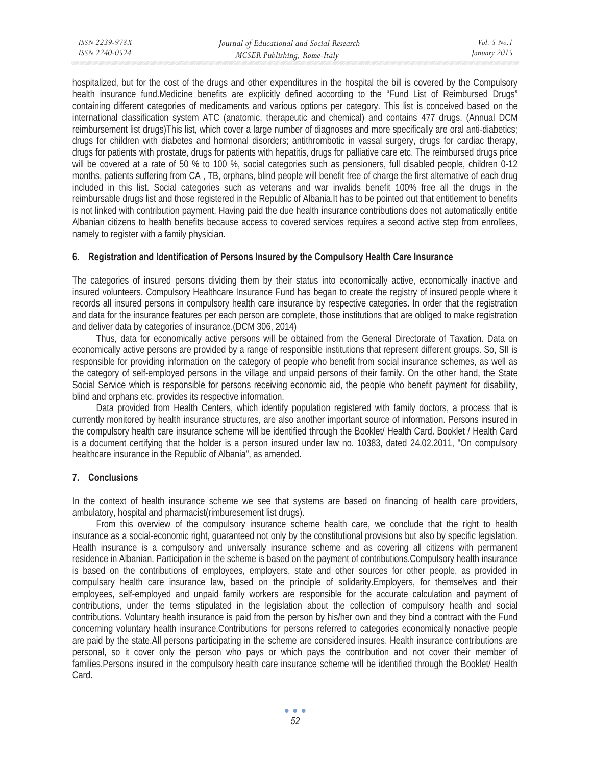hospitalized, but for the cost of the drugs and other expenditures in the hospital the bill is covered by the Compulsory health insurance fund.Medicine benefits are explicitly defined according to the "Fund List of Reimbursed Drugs" containing different categories of medicaments and various options per category. This list is conceived based on the international classification system ATC (anatomic, therapeutic and chemical) and contains 477 drugs. (Annual DCM reimbursement list drugs)This list, which cover a large number of diagnoses and more specifically are oral anti-diabetics; drugs for children with diabetes and hormonal disorders; antithrombotic in vassal surgery, drugs for cardiac therapy, drugs for patients with prostate, drugs for patients with hepatitis, drugs for palliative care etc. The reimbursed drugs price will be covered at a rate of 50 % to 100 %, social categories such as pensioners, full disabled people, children 0-12 months, patients suffering from CA , TB, orphans, blind people will benefit free of charge the first alternative of each drug included in this list. Social categories such as veterans and war invalids benefit 100% free all the drugs in the reimbursable drugs list and those registered in the Republic of Albania.It has to be pointed out that entitlement to benefits is not linked with contribution payment. Having paid the due health insurance contributions does not automatically entitle Albanian citizens to health benefits because access to covered services requires a second active step from enrollees, namely to register with a family physician.

## 6. Registration and Identification of Persons Insured by the Compulsory Health Care Insurance

The categories of insured persons dividing them by their status into economically active, economically inactive and insured volunteers. Compulsory Healthcare Insurance Fund has began to create the registry of insured people where it records all insured persons in compulsory health care insurance by respective categories. In order that the registration and data for the insurance features per each person are complete, those institutions that are obliged to make registration and deliver data by categories of insurance.(DCM 306, 2014)

Thus, data for economically active persons will be obtained from the General Directorate of Taxation. Data on economically active persons are provided by a range of responsible institutions that represent different groups. So, SII is responsible for providing information on the category of people who benefit from social insurance schemes, as well as the category of self-employed persons in the village and unpaid persons of their family. On the other hand, the State Social Service which is responsible for persons receiving economic aid, the people who benefit payment for disability, blind and orphans etc. provides its respective information.

Data provided from Health Centers, which identify population registered with family doctors, a process that is currently monitored by health insurance structures, are also another important source of information. Persons insured in the compulsory health care insurance scheme will be identified through the Booklet/ Health Card. Booklet / Health Card is a document certifying that the holder is a person insured under law no. 10383, dated 24.02.2011, "On compulsory healthcare insurance in the Republic of Albania", as amended.

## 7. Conclusions

In the context of health insurance scheme we see that systems are based on financing of health care providers, ambulatory, hospital and pharmacist(rimburesement list drugs).

From this overview of the compulsory insurance scheme health care, we conclude that the right to health insurance as a social-economic right, guaranteed not only by the constitutional provisions but also by specific legislation. Health insurance is a compulsory and universally insurance scheme and as covering all citizens with permanent residence in Albanian. Participation in the scheme is based on the payment of contributions.Compulsory health insurance is based on the contributions of employees, employers, state and other sources for other people, as provided in compulsary health care insurance law, based on the principle of solidarity.Employers, for themselves and their employees, self-employed and unpaid family workers are responsible for the accurate calculation and payment of contributions, under the terms stipulated in the legislation about the collection of compulsory health and social contributions. Voluntary health insurance is paid from the person by his/her own and they bind a contract with the Fund concerning voluntary health insurance.Contributions for persons referred to categories economically nonactive people are paid by the state.All persons participating in the scheme are considered insures. Health insurance contributions are personal, so it cover only the person who pays or which pays the contribution and not cover their member of families.Persons insured in the compulsory health care insurance scheme will be identified through the Booklet/ Health Card.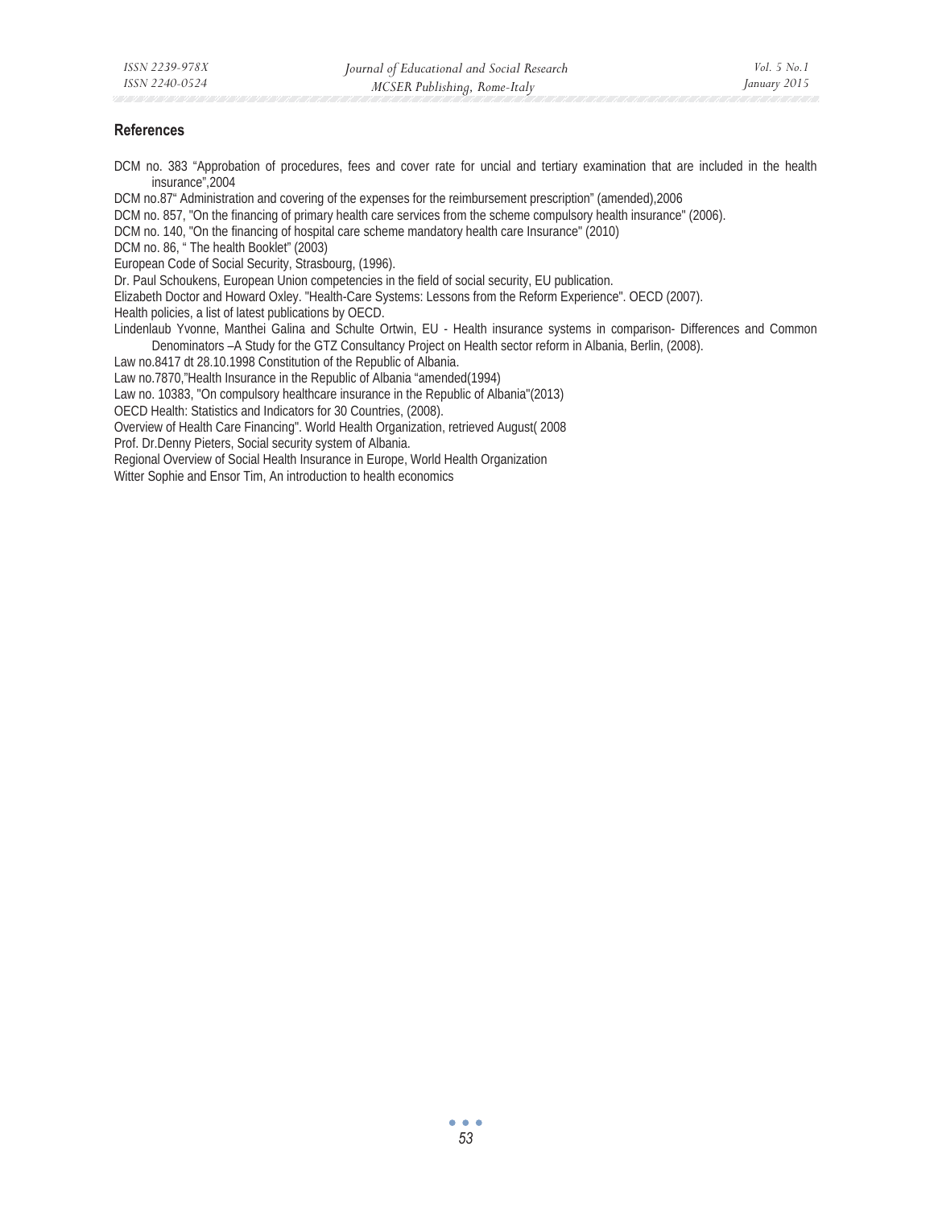## References

DCM no. 383 "Approbation of procedures, fees and cover rate for uncial and tertiary examination that are included in the health insurance",2004

DCM no.87" Administration and covering of the expenses for the reimbursement prescription" (amended),2006

DCM no. 857, "On the financing of primary health care services from the scheme compulsory health insurance" (2006).

DCM no. 140, "On the financing of hospital care scheme mandatory health care Insurance" (2010)

DCM no. 86, " The health Booklet" (2003)

European Code of Social Security, Strasbourg, (1996).

Dr. Paul Schoukens, European Union competencies in the field of social security, EU publication.

Elizabeth Doctor and Howard Oxley. "Health-Care Systems: Lessons from the Reform Experience". OECD (2007).

Health policies, a list of latest publications by OECD.

Lindenlaub Yvonne, Manthei Galina and Schulte Ortwin, EU - Health insurance systems in comparison- Differences and Common Denominators –A Study for the GTZ Consultancy Project on Health sector reform in Albania, Berlin, (2008).

Law no.8417 dt 28.10.1998 Constitution of the Republic of Albania.

Law no.7870,"Health Insurance in the Republic of Albania "amended(1994)

Law no. 10383, "On compulsory healthcare insurance in the Republic of Albania"(2013)

OECD Health: Statistics and Indicators for 30 Countries, (2008).

Overview of Health Care Financing". World Health Organization, retrieved August( 2008

Prof. Dr.Denny Pieters, Social security system of Albania.

Regional Overview of Social Health Insurance in Europe, World Health Organization

Witter Sophie and Ensor Tim, An introduction to health economics